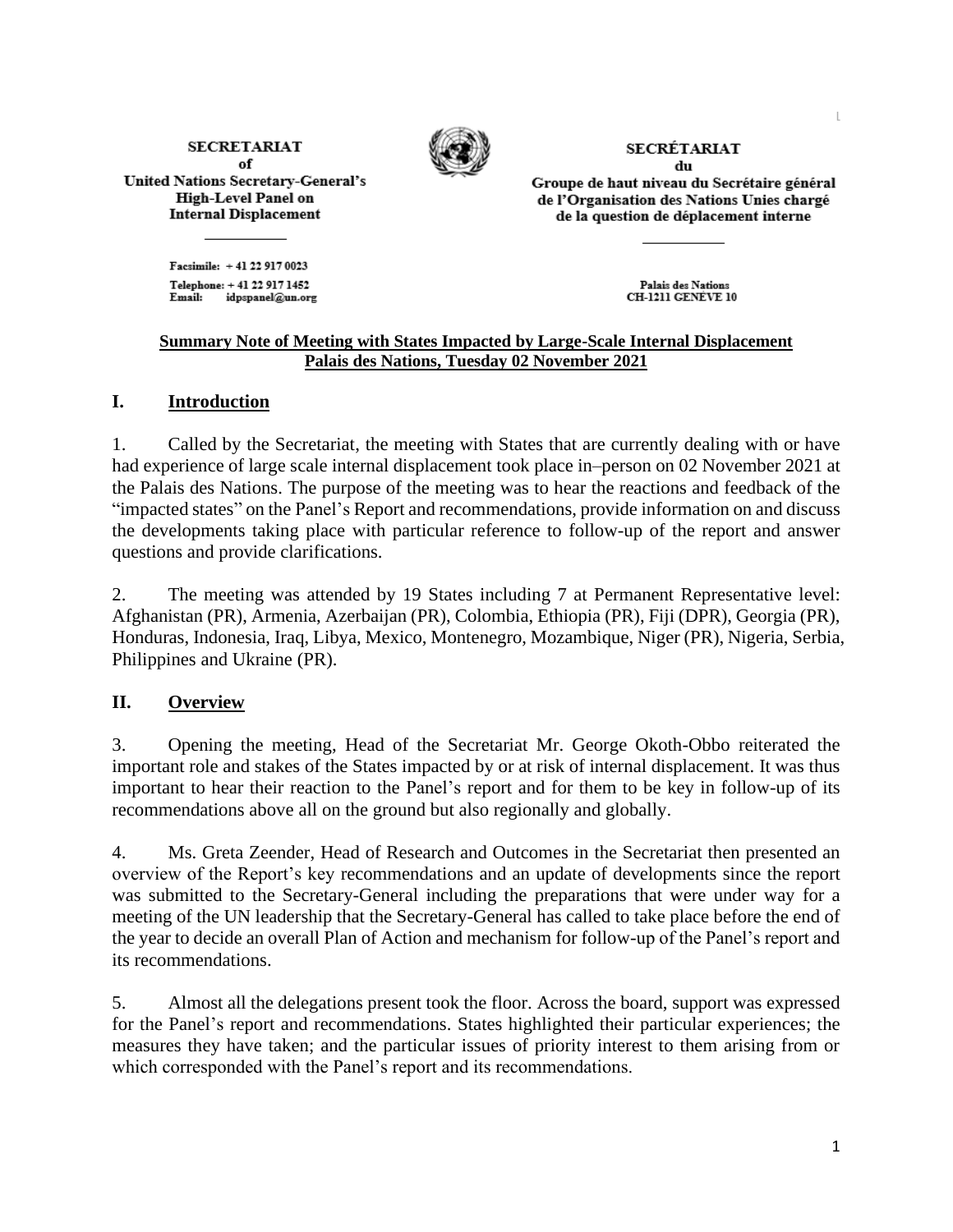**SECRETARIAT**
**of**
**United Nations Secretary-General's**
**High-Level Panel on**
**Internal Displacement**

Facsimile: + 41 22 917 0023
Telephone: + 41 22 917 1452
Email: idpspanel@un.org

**SECRÉTARIAT**
**du**
**Groupe de haut niveau du Secrétaire général**
**de l'Organisation des Nations Unies chargé**
**de la question de déplacement interne**

Palais des Nations
CH-1211 GENÈVE 10

**Summary Note of Meeting with States Impacted by Large-Scale Internal Displacement**
**Palais des Nations, Tuesday 02 November 2021**

## I. Introduction

1. Called by the Secretariat, the meeting with States that are currently dealing with or have had experience of large scale internal displacement took place in–person on 02 November 2021 at the Palais des Nations. The purpose of the meeting was to hear the reactions and feedback of the "impacted states" on the Panel's Report and recommendations, provide information on and discuss the developments taking place with particular reference to follow-up of the report and answer questions and provide clarifications.

2. The meeting was attended by 19 States including 7 at Permanent Representative level: Afghanistan (PR), Armenia, Azerbaijan (PR), Colombia, Ethiopia (PR), Fiji (DPR), Georgia (PR), Honduras, Indonesia, Iraq, Libya, Mexico, Montenegro, Mozambique, Niger (PR), Nigeria, Serbia, Philippines and Ukraine (PR).

## II. Overview

3. Opening the meeting, Head of the Secretariat Mr. George Okoth-Obbo reiterated the important role and stakes of the States impacted by or at risk of internal displacement. It was thus important to hear their reaction to the Panel's report and for them to be key in follow-up of its recommendations above all on the ground but also regionally and globally.

4. Ms. Greta Zeender, Head of Research and Outcomes in the Secretariat then presented an overview of the Report's key recommendations and an update of developments since the report was submitted to the Secretary-General including the preparations that were under way for a meeting of the UN leadership that the Secretary-General has called to take place before the end of the year to decide an overall Plan of Action and mechanism for follow-up of the Panel's report and its recommendations.

5. Almost all the delegations present took the floor. Across the board, support was expressed for the Panel's report and recommendations. States highlighted their particular experiences; the measures they have taken; and the particular issues of priority interest to them arising from or which corresponded with the Panel's report and its recommendations.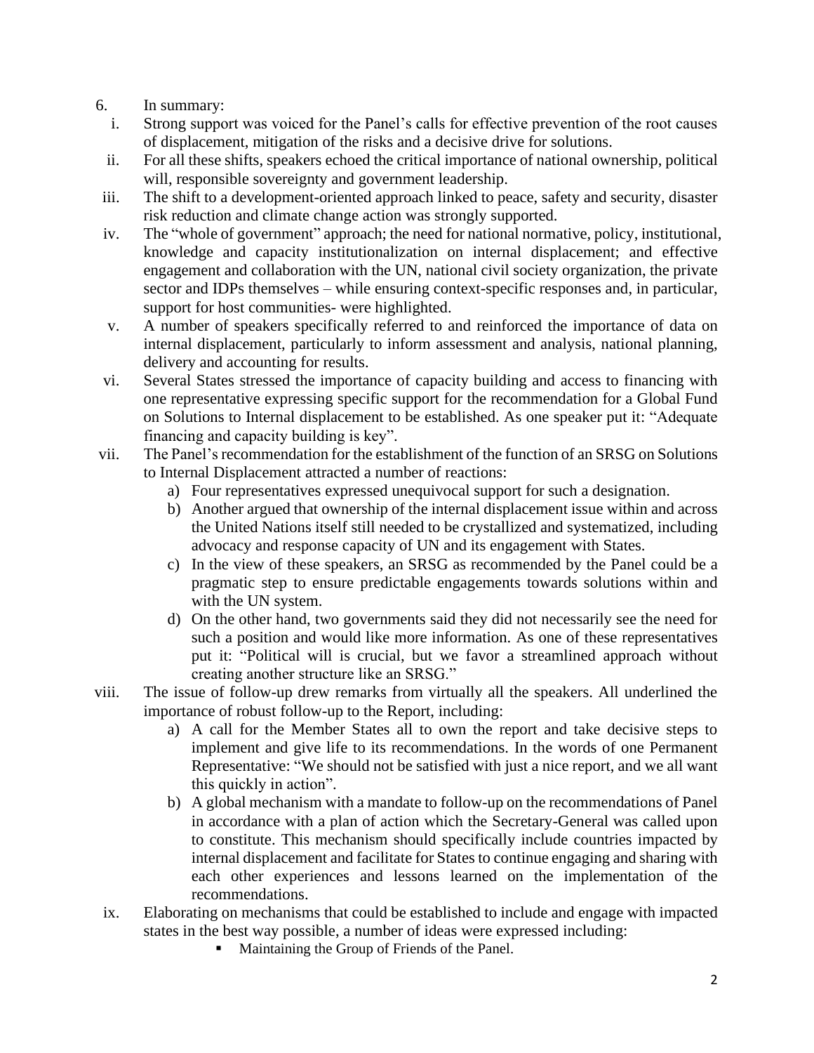6. In summary:

   i. Strong support was voiced for the Panel's calls for effective prevention of the root causes of displacement, mitigation of the risks and a decisive drive for solutions.

   ii. For all these shifts, speakers echoed the critical importance of national ownership, political will, responsible sovereignty and government leadership.

   iii. The shift to a development-oriented approach linked to peace, safety and security, disaster risk reduction and climate change action was strongly supported.

   iv. The "whole of government" approach; the need for national normative, policy, institutional, knowledge and capacity institutionalization on internal displacement; and effective engagement and collaboration with the UN, national civil society organization, the private sector and IDPs themselves – while ensuring context-specific responses and, in particular, support for host communities- were highlighted.

   v. A number of speakers specifically referred to and reinforced the importance of data on internal displacement, particularly to inform assessment and analysis, national planning, delivery and accounting for results.

   vi. Several States stressed the importance of capacity building and access to financing with one representative expressing specific support for the recommendation for a Global Fund on Solutions to Internal displacement to be established. As one speaker put it: "Adequate financing and capacity building is key".

   vii. The Panel's recommendation for the establishment of the function of an SRSG on Solutions to Internal Displacement attracted a number of reactions:

      a) Four representatives expressed unequivocal support for such a designation.

      b) Another argued that ownership of the internal displacement issue within and across the United Nations itself still needed to be crystallized and systematized, including advocacy and response capacity of UN and its engagement with States.

      c) In the view of these speakers, an SRSG as recommended by the Panel could be a pragmatic step to ensure predictable engagements towards solutions within and with the UN system.

      d) On the other hand, two governments said they did not necessarily see the need for such a position and would like more information. As one of these representatives put it: "Political will is crucial, but we favor a streamlined approach without creating another structure like an SRSG."

   viii. The issue of follow-up drew remarks from virtually all the speakers. All underlined the importance of robust follow-up to the Report, including:

      a) A call for the Member States all to own the report and take decisive steps to implement and give life to its recommendations. In the words of one Permanent Representative: "We should not be satisfied with just a nice report, and we all want this quickly in action".

      b) A global mechanism with a mandate to follow-up on the recommendations of Panel in accordance with a plan of action which the Secretary-General was called upon to constitute. This mechanism should specifically include countries impacted by internal displacement and facilitate for States to continue engaging and sharing with each other experiences and lessons learned on the implementation of the recommendations.

   ix. Elaborating on mechanisms that could be established to include and engage with impacted states in the best way possible, a number of ideas were expressed including:

      - Maintaining the Group of Friends of the Panel.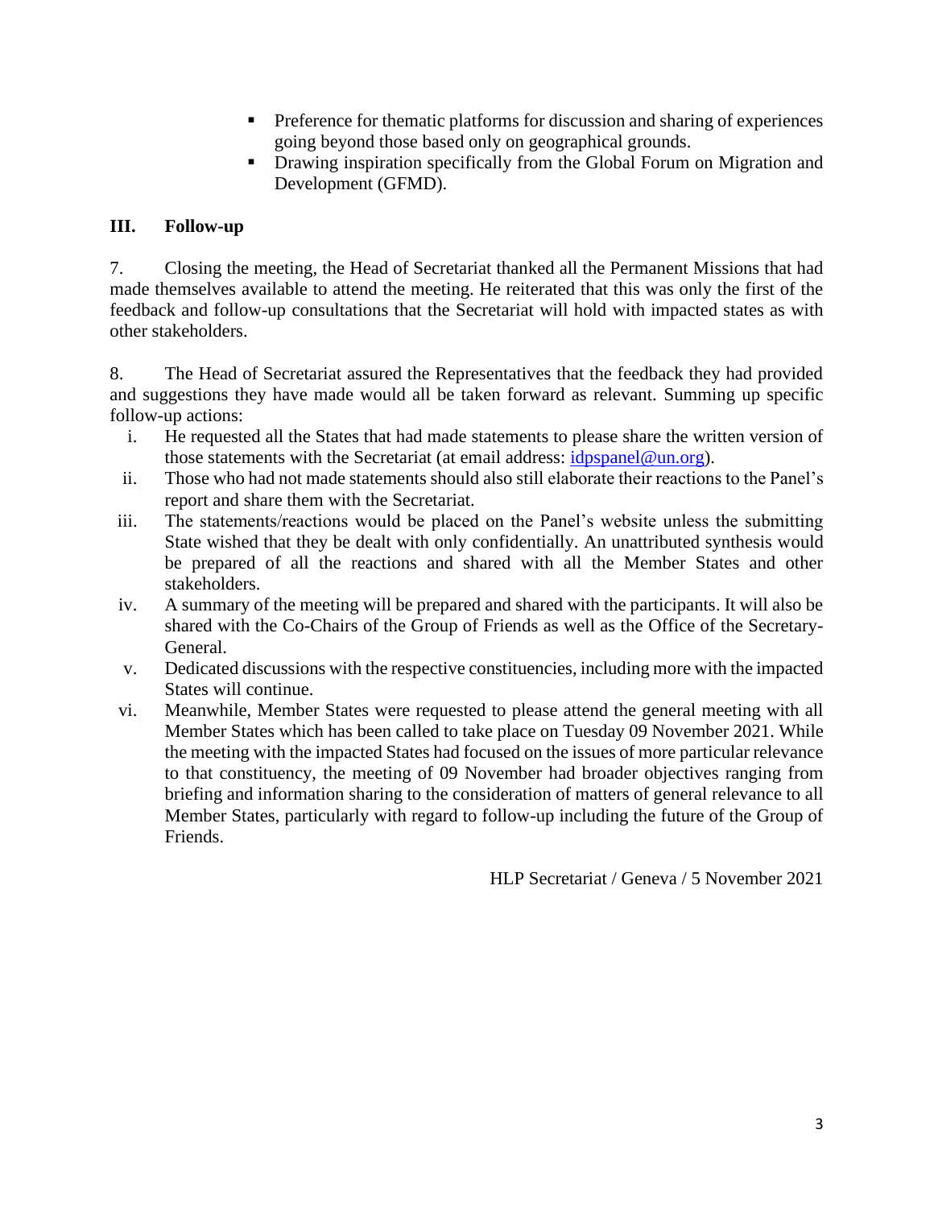- Preference for thematic platforms for discussion and sharing of experiences going beyond those based only on geographical grounds.
- Drawing inspiration specifically from the Global Forum on Migration and Development (GFMD).

## III. Follow-up

7. Closing the meeting, the Head of Secretariat thanked all the Permanent Missions that had made themselves available to attend the meeting. He reiterated that this was only the first of the feedback and follow-up consultations that the Secretariat will hold with impacted states as with other stakeholders.

8. The Head of Secretariat assured the Representatives that the feedback they had provided and suggestions they have made would all be taken forward as relevant. Summing up specific follow-up actions:

i. He requested all the States that had made statements to please share the written version of those statements with the Secretariat (at email address: idpspanel@un.org).

ii. Those who had not made statements should also still elaborate their reactions to the Panel's report and share them with the Secretariat.

iii. The statements/reactions would be placed on the Panel's website unless the submitting State wished that they be dealt with only confidentially. An unattributed synthesis would be prepared of all the reactions and shared with all the Member States and other stakeholders.

iv. A summary of the meeting will be prepared and shared with the participants. It will also be shared with the Co-Chairs of the Group of Friends as well as the Office of the Secretary-General.

v. Dedicated discussions with the respective constituencies, including more with the impacted States will continue.

vi. Meanwhile, Member States were requested to please attend the general meeting with all Member States which has been called to take place on Tuesday 09 November 2021. While the meeting with the impacted States had focused on the issues of more particular relevance to that constituency, the meeting of 09 November had broader objectives ranging from briefing and information sharing to the consideration of matters of general relevance to all Member States, particularly with regard to follow-up including the future of the Group of Friends.

HLP Secretariat / Geneva / 5 November 2021